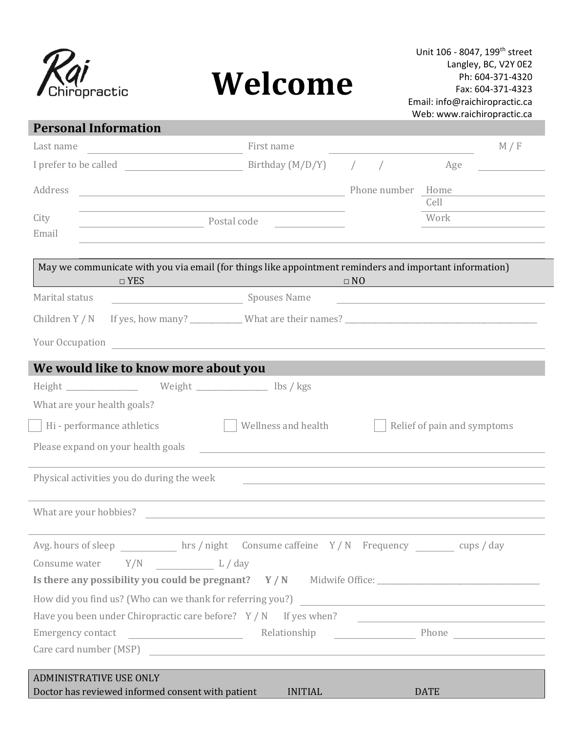Rai Chiropractic

# Welcome

Unit 106 - 8047, 199th street
Langley, BC, V2Y 0E2
Ph: 604-371-4320
Fax: 604-371-4323
Email: info@raichiropractic.ca
Web: www.raichiropractic.ca

## Personal Information

Last name ______________________ First name ______________________ M / F

I prefer to be called ______________________ Birthday (M/D/Y) / / Age __________

Address ____________________________________________ Phone number Home __________

____________________________________________ Cell __________

City ______________ Postal code __________ Work __________

Email ____________________________________________

May we communicate with you via email (for things like appointment reminders and important information)
□ YES □ NO

Marital status ______________________ Spouses Name ______________________

Children Y / N If yes, how many? ____________ What are their names? ______________________

Your Occupation ____________________________________________

## We would like to know more about you

Height ______________ Weight ______________ lbs / kgs

What are your health goals?

☐ Hi - performance athletics ☐ Wellness and health ☐ Relief of pain and symptoms

Please expand on your health goals ____________________________________________

Physical activities you do during the week ____________________________________________

What are your hobbies? ____________________________________________

Avg. hours of sleep __________ hrs / night Consume caffeine Y / N Frequency ________ cups / day

Consume water Y/N __________ L / day

**Is there any possibility you could be pregnant? Y / N** Midwife Office: ______________________

How did you find us? (Who can we thank for referring you?) ______________________

Have you been under Chiropractic care before? Y / N If yes when? ______________________

Emergency contact ______________ Relationship ______________ Phone ______________

Care card number (MSP) ____________________________________________

ADMINISTRATIVE USE ONLY
Doctor has reviewed informed consent with patient INITIAL DATE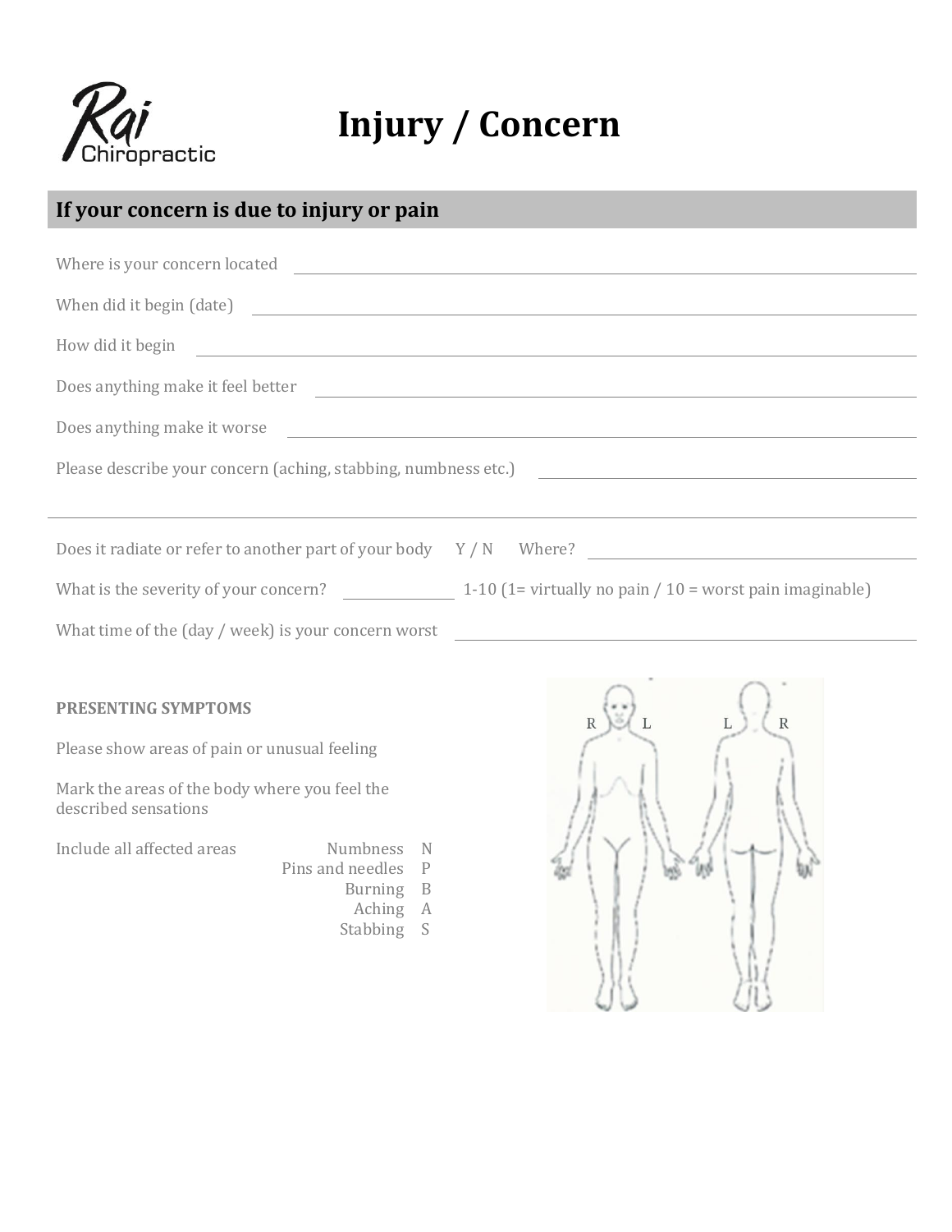Rai Chiropractic

# Injury / Concern

## If your concern is due to injury or pain

Where is your concern located ______________________________

When did it begin (date) ______________________________

How did it begin ______________________________

Does anything make it feel better ______________________________

Does anything make it worse ______________________________

Please describe your concern (aching, stabbing, numbness etc.) ______________________________

______________________________

Does it radiate or refer to another part of your body Y / N Where? ______________________________

What is the severity of your concern? ________ 1-10 (1= virtually no pain / 10 = worst pain imaginable)

What time of the (day / week) is your concern worst ______________________________

**PRESENTING SYMPTOMS**

Please show areas of pain or unusual feeling

Mark the areas of the body where you feel the described sensations

Include all affected areas

| Sensation | Code |
|---|---|
| Numbness | N |
| Pins and needles | P |
| Burning | B |
| Aching | A |
| Stabbing | S |

R L L R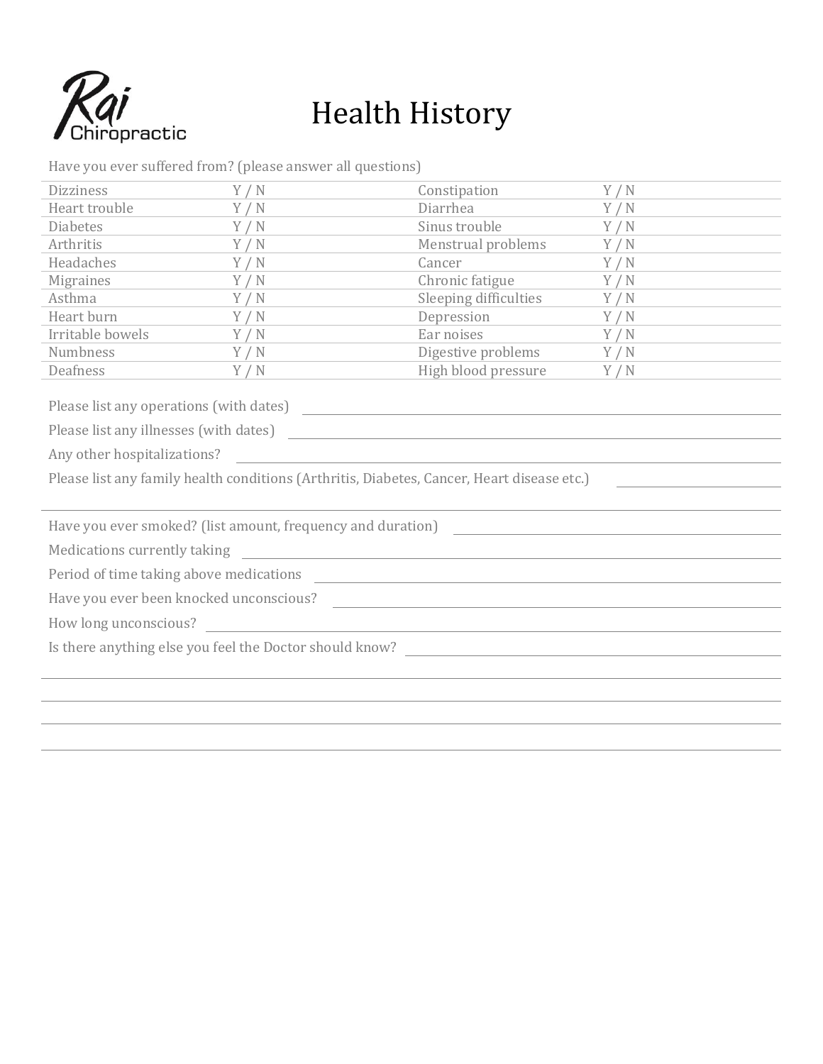Rai Chiropractic

# Health History

Have you ever suffered from? (please answer all questions)

| | | | |
|---|---|---|---|
| Dizziness | Y / N | Constipation | Y / N |
| Heart trouble | Y / N | Diarrhea | Y / N |
| Diabetes | Y / N | Sinus trouble | Y / N |
| Arthritis | Y / N | Menstrual problems | Y / N |
| Headaches | Y / N | Cancer | Y / N |
| Migraines | Y / N | Chronic fatigue | Y / N |
| Asthma | Y / N | Sleeping difficulties | Y / N |
| Heart burn | Y / N | Depression | Y / N |
| Irritable bowels | Y / N | Ear noises | Y / N |
| Numbness | Y / N | Digestive problems | Y / N |
| Deafness | Y / N | High blood pressure | Y / N |

Please list any operations (with dates) ______________________________

Please list any illnesses (with dates) ______________________________

Any other hospitalizations? ______________________________

Please list any family health conditions (Arthritis, Diabetes, Cancer, Heart disease etc.) ______________

______________________________________________________________

Have you ever smoked? (list amount, frequency and duration) ______________________________

Medications currently taking ______________________________

Period of time taking above medications ______________________________

Have you ever been knocked unconscious? ______________________________

How long unconscious? ______________________________

Is there anything else you feel the Doctor should know? ______________________________

______________________________________________________________

______________________________________________________________

______________________________________________________________

______________________________________________________________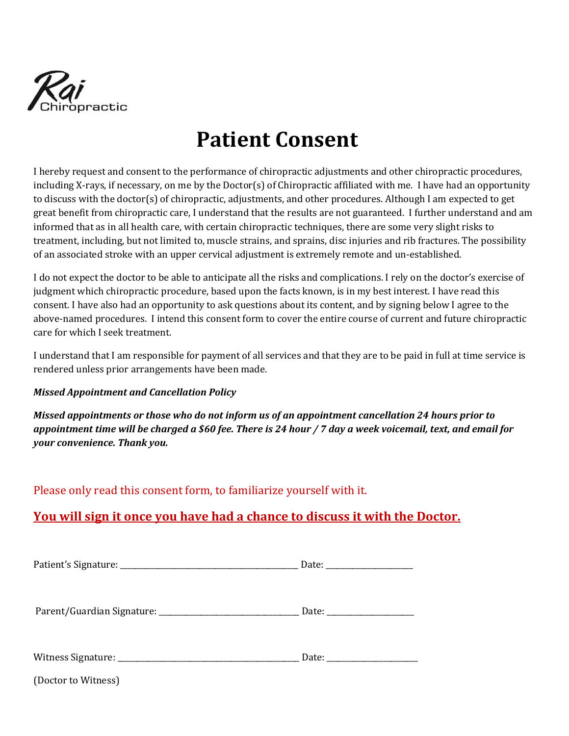Rai Chiropractic

# Patient Consent

I hereby request and consent to the performance of chiropractic adjustments and other chiropractic procedures, including X-rays, if necessary, on me by the Doctor(s) of Chiropractic affiliated with me. I have had an opportunity to discuss with the doctor(s) of chiropractic, adjustments, and other procedures. Although I am expected to get great benefit from chiropractic care, I understand that the results are not guaranteed. I further understand and am informed that as in all health care, with certain chiropractic techniques, there are some very slight risks to treatment, including, but not limited to, muscle strains, and sprains, disc injuries and rib fractures. The possibility of an associated stroke with an upper cervical adjustment is extremely remote and un-established.

I do not expect the doctor to be able to anticipate all the risks and complications. I rely on the doctor's exercise of judgment which chiropractic procedure, based upon the facts known, is in my best interest. I have read this consent. I have also had an opportunity to ask questions about its content, and by signing below I agree to the above-named procedures. I intend this consent form to cover the entire course of current and future chiropractic care for which I seek treatment.

I understand that I am responsible for payment of all services and that they are to be paid in full at time service is rendered unless prior arrangements have been made.

***Missed Appointment and Cancellation Policy***

***Missed appointments or those who do not inform us of an appointment cancellation 24 hours prior to appointment time will be charged a $60 fee. There is 24 hour / 7 day a week voicemail, text, and email for your convenience. Thank you.***

Please only read this consent form, to familiarize yourself with it.

**<u>You will sign it once you have had a chance to discuss it with the Doctor.</u>**

Patient's Signature: ____________________________________________ Date: _____________________

Parent/Guardian Signature: __________________________________ Date: _____________________

Witness Signature: ____________________________________________ Date: ______________________

(Doctor to Witness)